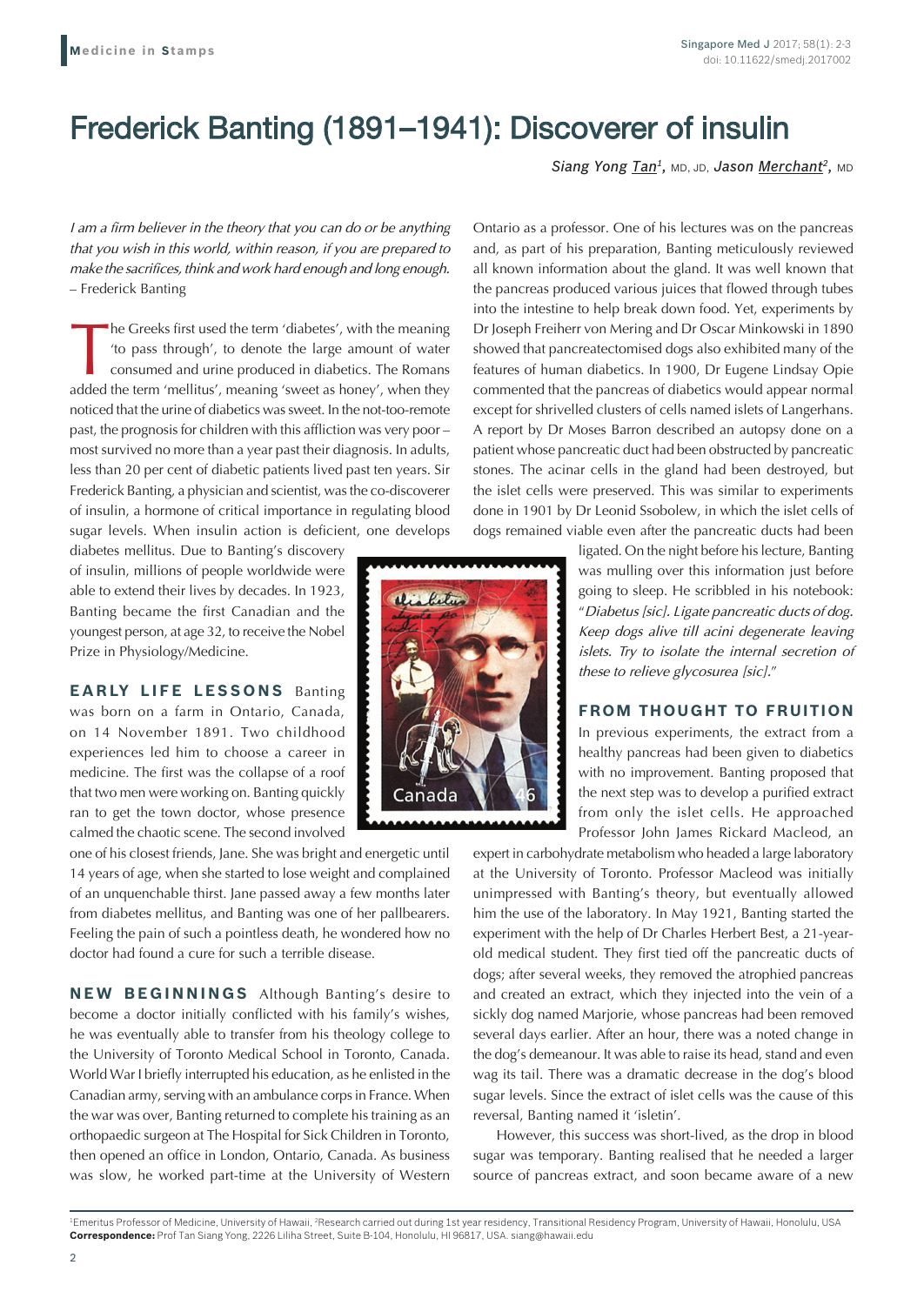# Frederick Banting (1891–1941): Discoverer of insulin

*Siang Yong Tan*[1], MD, JD, *Jason Merchant*[2], MD

*I am a firm believer in the theory that you can do or be anything that you wish in this world, within reason, if you are prepared to make the sacrifices, think and work hard enough and long enough.*
– Frederick Banting

The Greeks first used the term 'diabetes', with the meaning 'to pass through', to denote the large amount of water consumed and urine produced in diabetics. The Romans added the term 'mellitus', meaning 'sweet as honey', when they noticed that the urine of diabetics was sweet. In the not-too-remote past, the prognosis for children with this affliction was very poor – most survived no more than a year past their diagnosis. In adults, less than 20 per cent of diabetic patients lived past ten years. Sir Frederick Banting, a physician and scientist, was the co-discoverer of insulin, a hormone of critical importance in regulating blood sugar levels. When insulin action is deficient, one develops diabetes mellitus. Due to Banting's discovery of insulin, millions of people worldwide were able to extend their lives by decades. In 1923, Banting became the first Canadian and the youngest person, at age 32, to receive the Nobel Prize in Physiology/Medicine.

## EARLY LIFE LESSONS

Banting was born on a farm in Ontario, Canada, on 14 November 1891. Two childhood experiences led him to choose a career in medicine. The first was the collapse of a roof that two men were working on. Banting quickly ran to get the town doctor, whose presence calmed the chaotic scene. The second involved one of his closest friends, Jane. She was bright and energetic until 14 years of age, when she started to lose weight and complained of an unquenchable thirst. Jane passed away a few months later from diabetes mellitus, and Banting was one of her pallbearers. Feeling the pain of such a pointless death, he wondered how no doctor had found a cure for such a terrible disease.

## NEW BEGINNINGS

Although Banting's desire to become a doctor initially conflicted with his family's wishes, he was eventually able to transfer from his theology college to the University of Toronto Medical School in Toronto, Canada. World War I briefly interrupted his education, as he enlisted in the Canadian army, serving with an ambulance corps in France. When the war was over, Banting returned to complete his training as an orthopaedic surgeon at The Hospital for Sick Children in Toronto, then opened an office in London, Ontario, Canada. As business was slow, he worked part-time at the University of Western Ontario as a professor. One of his lectures was on the pancreas and, as part of his preparation, Banting meticulously reviewed all known information about the gland. It was well known that the pancreas produced various juices that flowed through tubes into the intestine to help break down food. Yet, experiments by Dr Joseph Freiherr von Mering and Dr Oscar Minkowski in 1890 showed that pancreatectomised dogs also exhibited many of the features of human diabetics. In 1900, Dr Eugene Lindsay Opie commented that the pancreas of diabetics would appear normal except for shrivelled clusters of cells named islets of Langerhans. A report by Dr Moses Barron described an autopsy done on a patient whose pancreatic duct had been obstructed by pancreatic stones. The acinar cells in the gland had been destroyed, but the islet cells were preserved. This was similar to experiments done in 1901 by Dr Leonid Ssobolew, in which the islet cells of dogs remained viable even after the pancreatic ducts had been ligated. On the night before his lecture, Banting was mulling over this information just before going to sleep. He scribbled in his notebook: "*Diabetus [sic]. Ligate pancreatic ducts of dog. Keep dogs alive till acini degenerate leaving islets. Try to isolate the internal secretion of these to relieve glycosurea [sic].*"

## FROM THOUGHT TO FRUITION

In previous experiments, the extract from a healthy pancreas had been given to diabetics with no improvement. Banting proposed that the next step was to develop a purified extract from only the islet cells. He approached Professor John James Rickard Macleod, an expert in carbohydrate metabolism who headed a large laboratory at the University of Toronto. Professor Macleod was initially unimpressed with Banting's theory, but eventually allowed him the use of the laboratory. In May 1921, Banting started the experiment with the help of Dr Charles Herbert Best, a 21-year-old medical student. They first tied off the pancreatic ducts of dogs; after several weeks, they removed the atrophied pancreas and created an extract, which they injected into the vein of a sickly dog named Marjorie, whose pancreas had been removed several days earlier. After an hour, there was a noted change in the dog's demeanour. It was able to raise its head, stand and even wag its tail. There was a dramatic decrease in the dog's blood sugar levels. Since the extract of islet cells was the cause of this reversal, Banting named it 'isletin'.

However, this success was short-lived, as the drop in blood sugar was temporary. Banting realised that he needed a larger source of pancreas extract, and soon became aware of a new

[1]Emeritus Professor of Medicine, University of Hawaii, [2]Research carried out during 1st year residency, Transitional Residency Program, University of Hawaii, Honolulu, USA
**Correspondence:** Prof Tan Siang Yong, 2226 Liliha Street, Suite B-104, Honolulu, HI 96817, USA. siang@hawaii.edu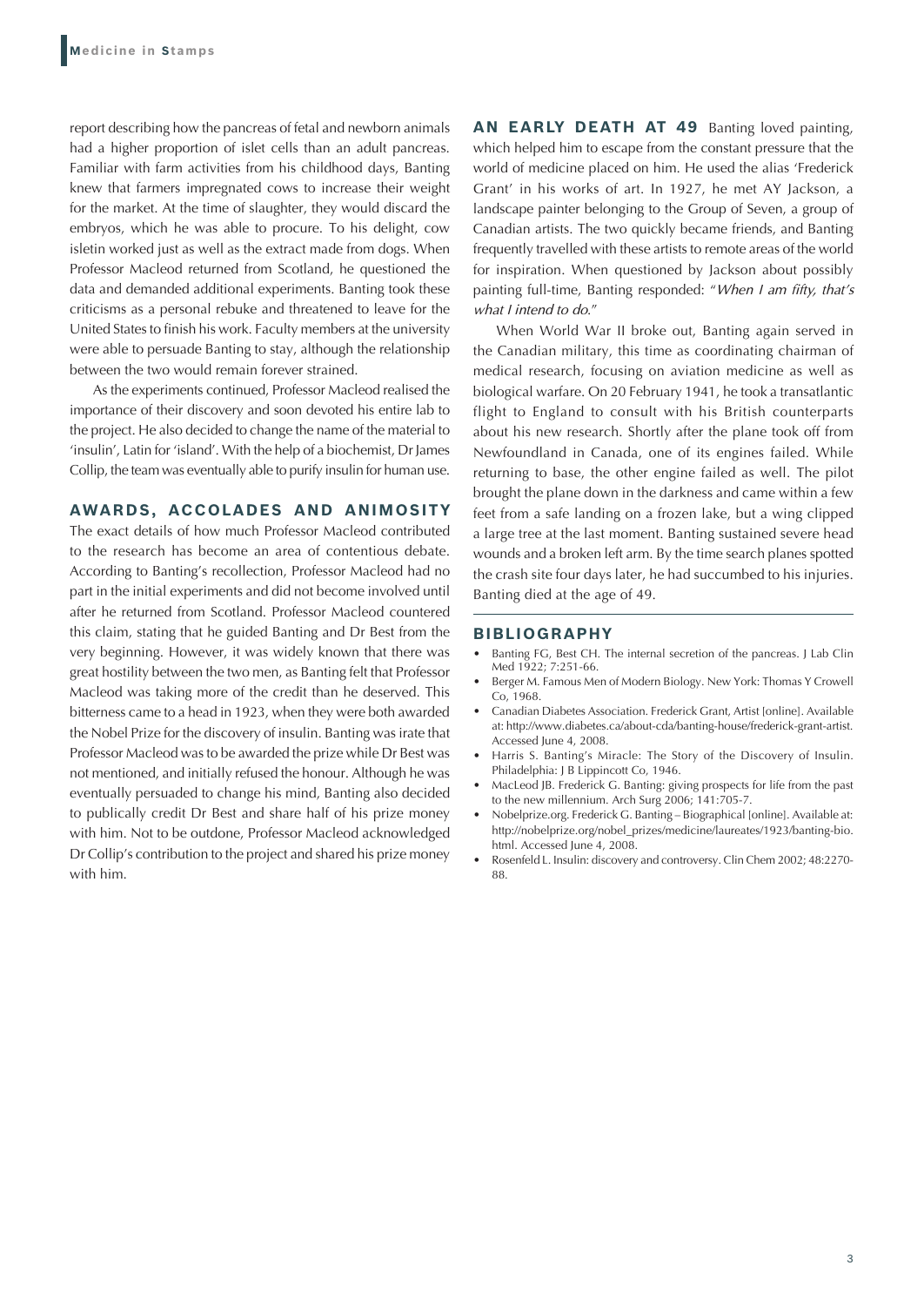report describing how the pancreas of fetal and newborn animals had a higher proportion of islet cells than an adult pancreas. Familiar with farm activities from his childhood days, Banting knew that farmers impregnated cows to increase their weight for the market. At the time of slaughter, they would discard the embryos, which he was able to procure. To his delight, cow isletin worked just as well as the extract made from dogs. When Professor Macleod returned from Scotland, he questioned the data and demanded additional experiments. Banting took these criticisms as a personal rebuke and threatened to leave for the United States to finish his work. Faculty members at the university were able to persuade Banting to stay, although the relationship between the two would remain forever strained.

As the experiments continued, Professor Macleod realised the importance of their discovery and soon devoted his entire lab to the project. He also decided to change the name of the material to 'insulin', Latin for 'island'. With the help of a biochemist, Dr James Collip, the team was eventually able to purify insulin for human use.

## AWARDS, ACCOLADES AND ANIMOSITY

The exact details of how much Professor Macleod contributed to the research has become an area of contentious debate. According to Banting's recollection, Professor Macleod had no part in the initial experiments and did not become involved until after he returned from Scotland. Professor Macleod countered this claim, stating that he guided Banting and Dr Best from the very beginning. However, it was widely known that there was great hostility between the two men, as Banting felt that Professor Macleod was taking more of the credit than he deserved. This bitterness came to a head in 1923, when they were both awarded the Nobel Prize for the discovery of insulin. Banting was irate that Professor Macleod was to be awarded the prize while Dr Best was not mentioned, and initially refused the honour. Although he was eventually persuaded to change his mind, Banting also decided to publically credit Dr Best and share half of his prize money with him. Not to be outdone, Professor Macleod acknowledged Dr Collip's contribution to the project and shared his prize money with him.

## AN EARLY DEATH AT 49

Banting loved painting, which helped him to escape from the constant pressure that the world of medicine placed on him. He used the alias 'Frederick Grant' in his works of art. In 1927, he met AY Jackson, a landscape painter belonging to the Group of Seven, a group of Canadian artists. The two quickly became friends, and Banting frequently travelled with these artists to remote areas of the world for inspiration. When questioned by Jackson about possibly painting full-time, Banting responded: "*When I am fifty, that's what I intend to do*."

When World War II broke out, Banting again served in the Canadian military, this time as coordinating chairman of medical research, focusing on aviation medicine as well as biological warfare. On 20 February 1941, he took a transatlantic flight to England to consult with his British counterparts about his new research. Shortly after the plane took off from Newfoundland in Canada, one of its engines failed. While returning to base, the other engine failed as well. The pilot brought the plane down in the darkness and came within a few feet from a safe landing on a frozen lake, but a wing clipped a large tree at the last moment. Banting sustained severe head wounds and a broken left arm. By the time search planes spotted the crash site four days later, he had succumbed to his injuries. Banting died at the age of 49.

## BIBLIOGRAPHY

- Banting FG, Best CH. The internal secretion of the pancreas. J Lab Clin Med 1922; 7:251-66.
- Berger M. Famous Men of Modern Biology. New York: Thomas Y Crowell Co, 1968.
- Canadian Diabetes Association. Frederick Grant, Artist [online]. Available at: http://www.diabetes.ca/about-cda/banting-house/frederick-grant-artist. Accessed June 4, 2008.
- Harris S. Banting's Miracle: The Story of the Discovery of Insulin. Philadelphia: J B Lippincott Co, 1946.
- MacLeod JB. Frederick G. Banting: giving prospects for life from the past to the new millennium. Arch Surg 2006; 141:705-7.
- Nobelprize.org. Frederick G. Banting – Biographical [online]. Available at: http://nobelprize.org/nobel_prizes/medicine/laureates/1923/banting-bio.html. Accessed June 4, 2008.
- Rosenfeld L. Insulin: discovery and controversy. Clin Chem 2002; 48:2270-88.